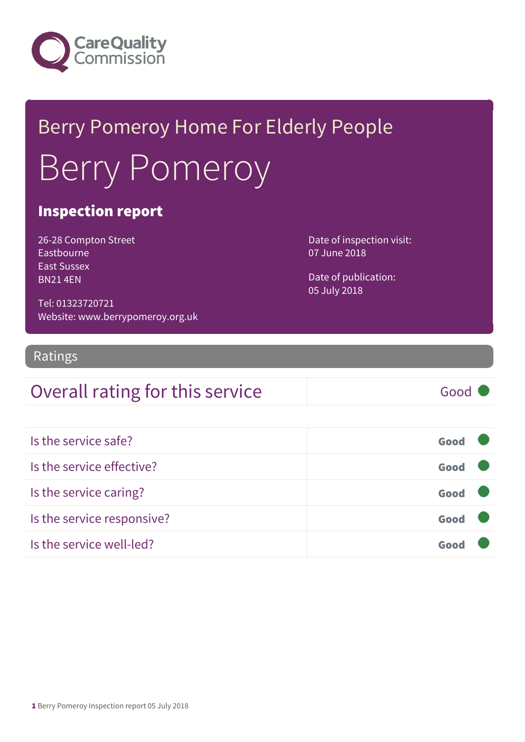Care Quality Commission

# Berry Pomeroy Home For Elderly People

# Berry Pomeroy

## Inspection report

26-28 Compton Street
Eastbourne
East Sussex
BN21 4EN

Tel: 01323720721
Website: www.berrypomeroy.org.uk

Date of inspection visit:
07 June 2018

Date of publication:
05 July 2018

## Ratings

| Overall rating for this service | Good |
|---|---|

| | |
|---|---|
| Is the service safe? | Good |
| Is the service effective? | Good |
| Is the service caring? | Good |
| Is the service responsive? | Good |
| Is the service well-led? | Good |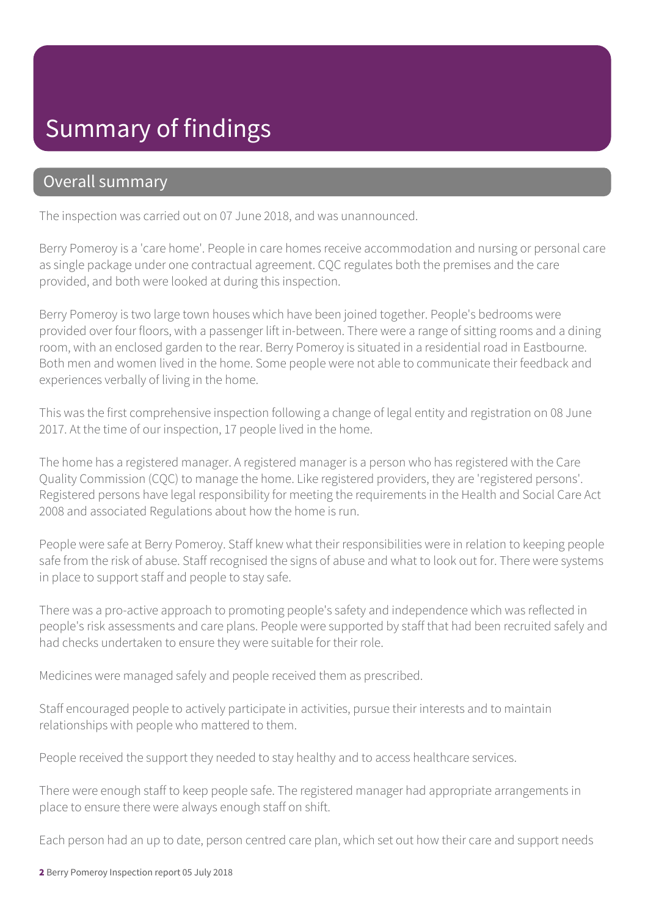# Summary of findings

## Overall summary

The inspection was carried out on 07 June 2018, and was unannounced.

Berry Pomeroy is a 'care home'. People in care homes receive accommodation and nursing or personal care as single package under one contractual agreement. CQC regulates both the premises and the care provided, and both were looked at during this inspection.

Berry Pomeroy is two large town houses which have been joined together. People's bedrooms were provided over four floors, with a passenger lift in-between. There were a range of sitting rooms and a dining room, with an enclosed garden to the rear. Berry Pomeroy is situated in a residential road in Eastbourne. Both men and women lived in the home. Some people were not able to communicate their feedback and experiences verbally of living in the home.

This was the first comprehensive inspection following a change of legal entity and registration on 08 June 2017. At the time of our inspection, 17 people lived in the home.

The home has a registered manager. A registered manager is a person who has registered with the Care Quality Commission (CQC) to manage the home. Like registered providers, they are 'registered persons'. Registered persons have legal responsibility for meeting the requirements in the Health and Social Care Act 2008 and associated Regulations about how the home is run.

People were safe at Berry Pomeroy. Staff knew what their responsibilities were in relation to keeping people safe from the risk of abuse. Staff recognised the signs of abuse and what to look out for. There were systems in place to support staff and people to stay safe.

There was a pro-active approach to promoting people's safety and independence which was reflected in people's risk assessments and care plans. People were supported by staff that had been recruited safely and had checks undertaken to ensure they were suitable for their role.

Medicines were managed safely and people received them as prescribed.

Staff encouraged people to actively participate in activities, pursue their interests and to maintain relationships with people who mattered to them.

People received the support they needed to stay healthy and to access healthcare services.

There were enough staff to keep people safe. The registered manager had appropriate arrangements in place to ensure there were always enough staff on shift.

Each person had an up to date, person centred care plan, which set out how their care and support needs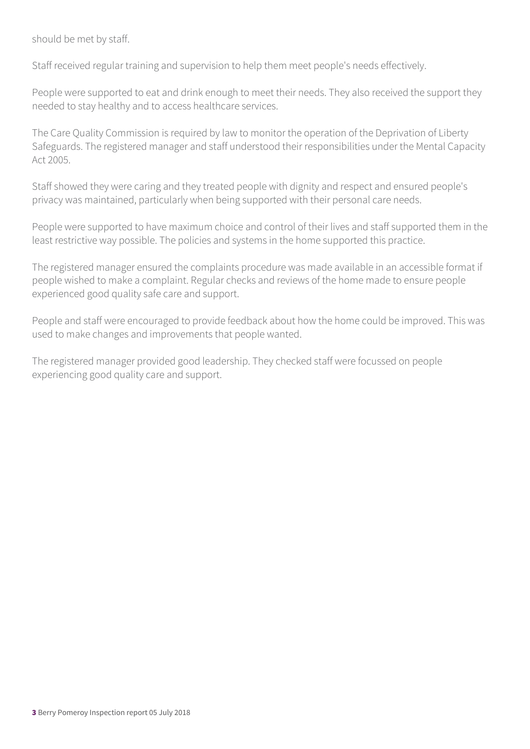should be met by staff.

Staff received regular training and supervision to help them meet people's needs effectively.

People were supported to eat and drink enough to meet their needs. They also received the support they needed to stay healthy and to access healthcare services.

The Care Quality Commission is required by law to monitor the operation of the Deprivation of Liberty Safeguards. The registered manager and staff understood their responsibilities under the Mental Capacity Act 2005.

Staff showed they were caring and they treated people with dignity and respect and ensured people's privacy was maintained, particularly when being supported with their personal care needs.

People were supported to have maximum choice and control of their lives and staff supported them in the least restrictive way possible. The policies and systems in the home supported this practice.

The registered manager ensured the complaints procedure was made available in an accessible format if people wished to make a complaint. Regular checks and reviews of the home made to ensure people experienced good quality safe care and support.

People and staff were encouraged to provide feedback about how the home could be improved. This was used to make changes and improvements that people wanted.

The registered manager provided good leadership. They checked staff were focussed on people experiencing good quality care and support.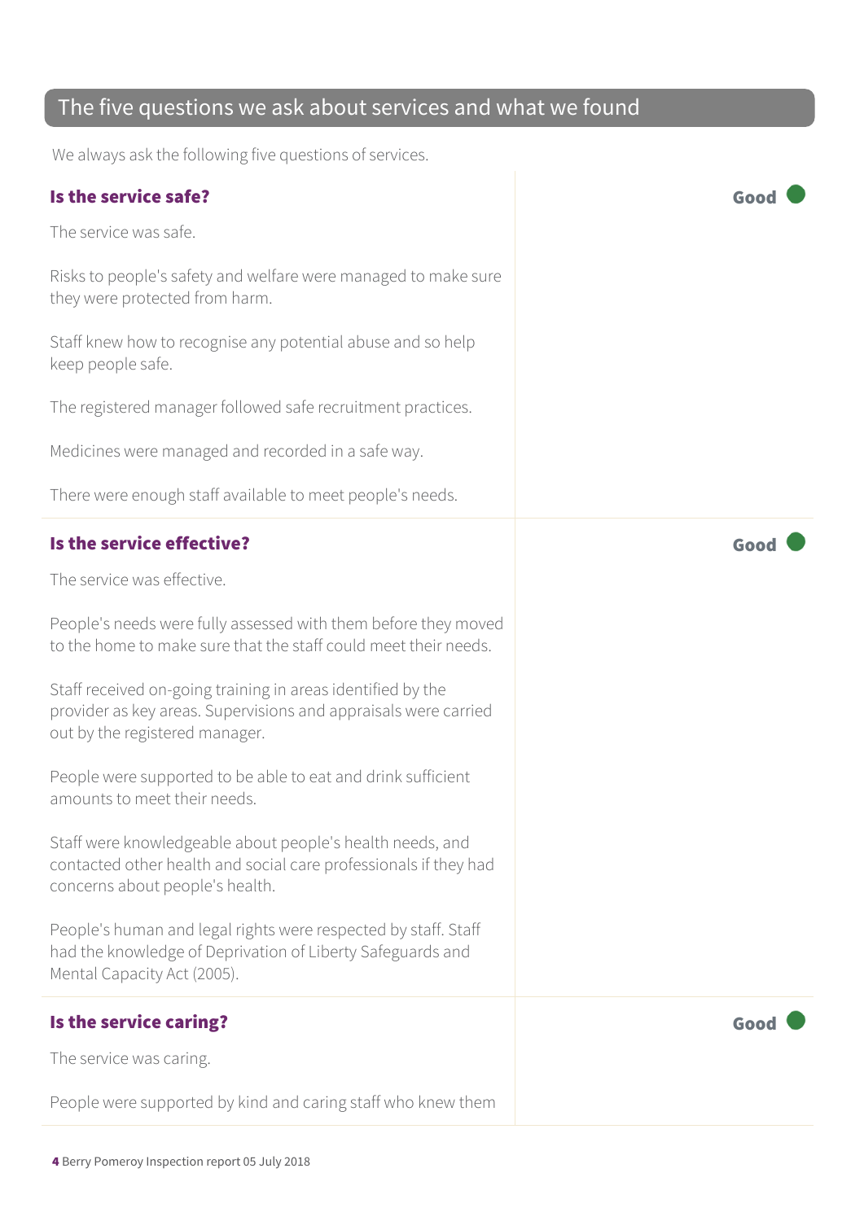## The five questions we ask about services and what we found

We always ask the following five questions of services.

### Is the service safe?

**Good**

The service was safe.

Risks to people's safety and welfare were managed to make sure they were protected from harm.

Staff knew how to recognise any potential abuse and so help keep people safe.

The registered manager followed safe recruitment practices.

Medicines were managed and recorded in a safe way.

There were enough staff available to meet people's needs.

### Is the service effective?

**Good**

The service was effective.

People's needs were fully assessed with them before they moved to the home to make sure that the staff could meet their needs.

Staff received on-going training in areas identified by the provider as key areas. Supervisions and appraisals were carried out by the registered manager.

People were supported to be able to eat and drink sufficient amounts to meet their needs.

Staff were knowledgeable about people's health needs, and contacted other health and social care professionals if they had concerns about people's health.

People's human and legal rights were respected by staff. Staff had the knowledge of Deprivation of Liberty Safeguards and Mental Capacity Act (2005).

### Is the service caring?

**Good**

The service was caring.

People were supported by kind and caring staff who knew them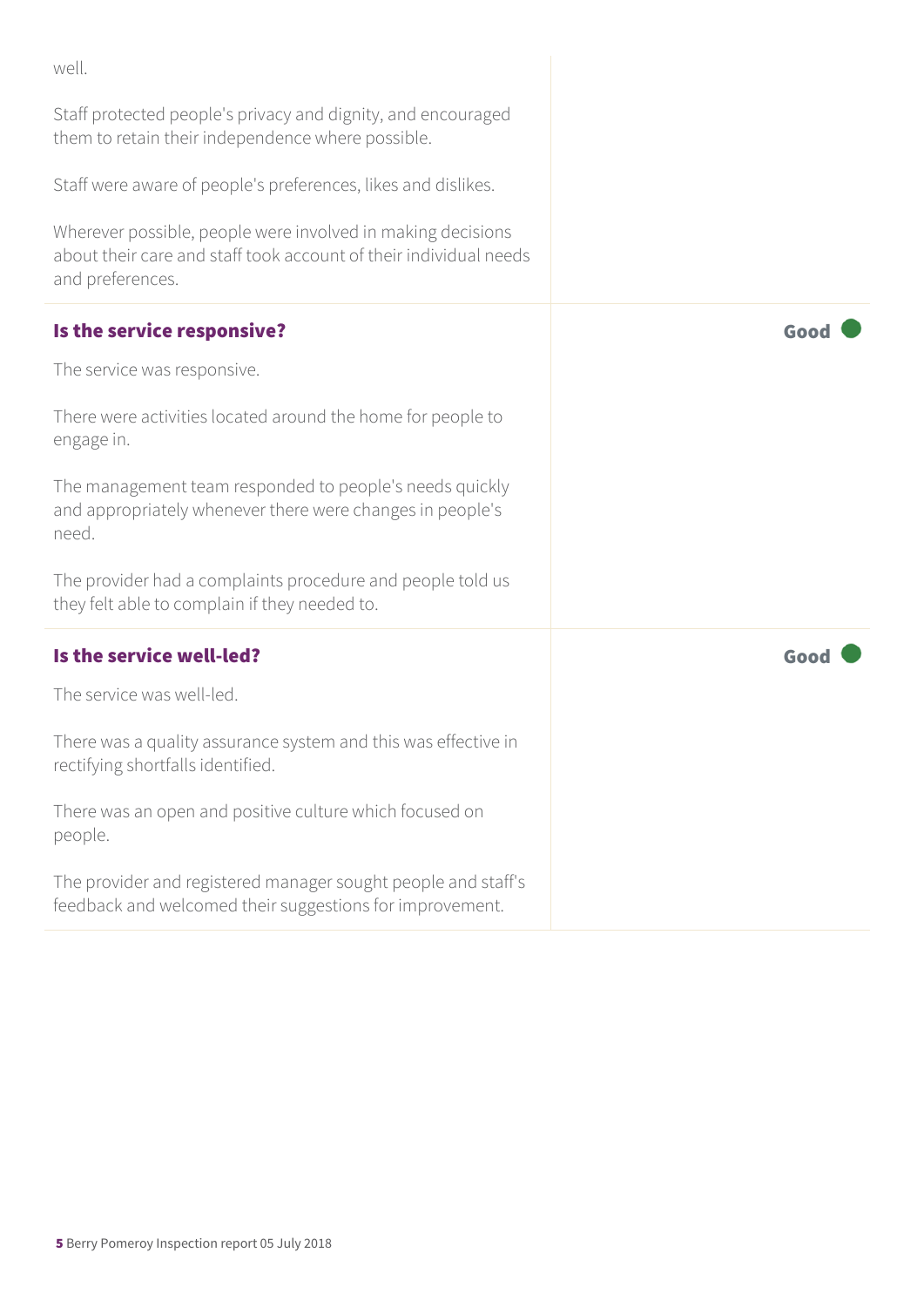well.

Staff protected people's privacy and dignity, and encouraged them to retain their independence where possible.

Staff were aware of people's preferences, likes and dislikes.

Wherever possible, people were involved in making decisions about their care and staff took account of their individual needs and preferences.

### Is the service responsive?

**Good**

The service was responsive.

There were activities located around the home for people to engage in.

The management team responded to people's needs quickly and appropriately whenever there were changes in people's need.

The provider had a complaints procedure and people told us they felt able to complain if they needed to.

### Is the service well-led?

**Good**

The service was well-led.

There was a quality assurance system and this was effective in rectifying shortfalls identified.

There was an open and positive culture which focused on people.

The provider and registered manager sought people and staff's feedback and welcomed their suggestions for improvement.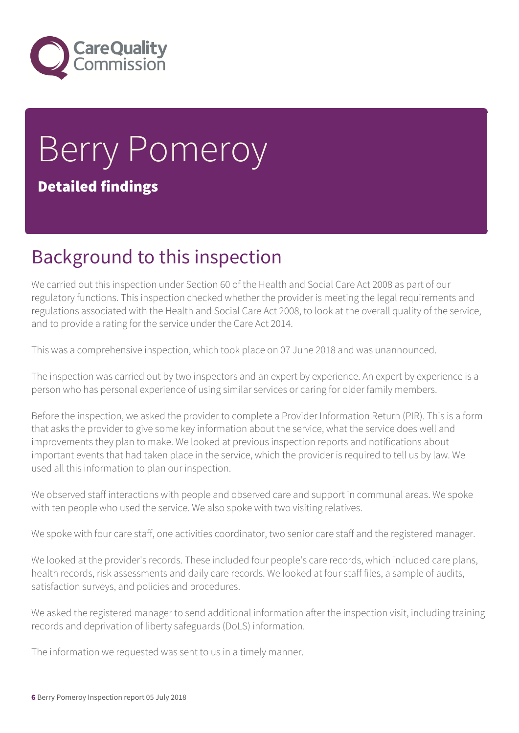# Berry Pomeroy

**Detailed findings**

## Background to this inspection

We carried out this inspection under Section 60 of the Health and Social Care Act 2008 as part of our regulatory functions. This inspection checked whether the provider is meeting the legal requirements and regulations associated with the Health and Social Care Act 2008, to look at the overall quality of the service, and to provide a rating for the service under the Care Act 2014.

This was a comprehensive inspection, which took place on 07 June 2018 and was unannounced.

The inspection was carried out by two inspectors and an expert by experience. An expert by experience is a person who has personal experience of using similar services or caring for older family members.

Before the inspection, we asked the provider to complete a Provider Information Return (PIR). This is a form that asks the provider to give some key information about the service, what the service does well and improvements they plan to make. We looked at previous inspection reports and notifications about important events that had taken place in the service, which the provider is required to tell us by law. We used all this information to plan our inspection.

We observed staff interactions with people and observed care and support in communal areas. We spoke with ten people who used the service. We also spoke with two visiting relatives.

We spoke with four care staff, one activities coordinator, two senior care staff and the registered manager.

We looked at the provider's records. These included four people's care records, which included care plans, health records, risk assessments and daily care records. We looked at four staff files, a sample of audits, satisfaction surveys, and policies and procedures.

We asked the registered manager to send additional information after the inspection visit, including training records and deprivation of liberty safeguards (DoLS) information.

The information we requested was sent to us in a timely manner.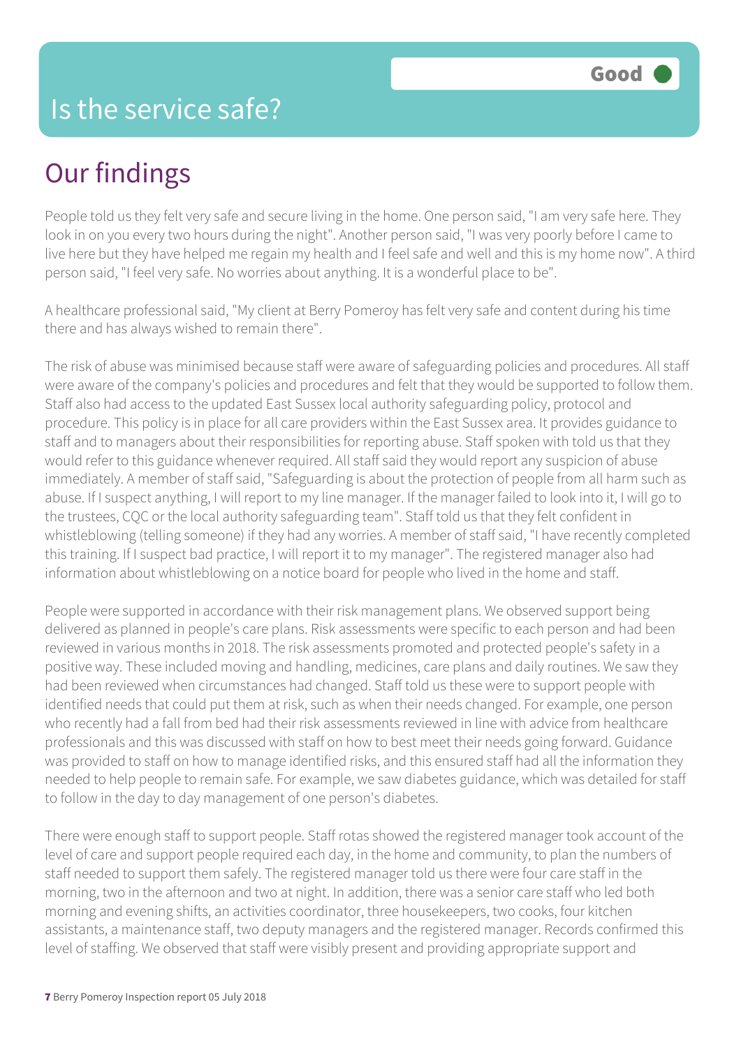# Is the service safe?

**Good**

## Our findings

People told us they felt very safe and secure living in the home. One person said, "I am very safe here. They look in on you every two hours during the night". Another person said, "I was very poorly before I came to live here but they have helped me regain my health and I feel safe and well and this is my home now". A third person said, "I feel very safe. No worries about anything. It is a wonderful place to be".

A healthcare professional said, "My client at Berry Pomeroy has felt very safe and content during his time there and has always wished to remain there".

The risk of abuse was minimised because staff were aware of safeguarding policies and procedures. All staff were aware of the company's policies and procedures and felt that they would be supported to follow them. Staff also had access to the updated East Sussex local authority safeguarding policy, protocol and procedure. This policy is in place for all care providers within the East Sussex area. It provides guidance to staff and to managers about their responsibilities for reporting abuse. Staff spoken with told us that they would refer to this guidance whenever required. All staff said they would report any suspicion of abuse immediately. A member of staff said, "Safeguarding is about the protection of people from all harm such as abuse. If I suspect anything, I will report to my line manager. If the manager failed to look into it, I will go to the trustees, CQC or the local authority safeguarding team". Staff told us that they felt confident in whistleblowing (telling someone) if they had any worries. A member of staff said, "I have recently completed this training. If I suspect bad practice, I will report it to my manager". The registered manager also had information about whistleblowing on a notice board for people who lived in the home and staff.

People were supported in accordance with their risk management plans. We observed support being delivered as planned in people's care plans. Risk assessments were specific to each person and had been reviewed in various months in 2018. The risk assessments promoted and protected people's safety in a positive way. These included moving and handling, medicines, care plans and daily routines. We saw they had been reviewed when circumstances had changed. Staff told us these were to support people with identified needs that could put them at risk, such as when their needs changed. For example, one person who recently had a fall from bed had their risk assessments reviewed in line with advice from healthcare professionals and this was discussed with staff on how to best meet their needs going forward. Guidance was provided to staff on how to manage identified risks, and this ensured staff had all the information they needed to help people to remain safe. For example, we saw diabetes guidance, which was detailed for staff to follow in the day to day management of one person's diabetes.

There were enough staff to support people. Staff rotas showed the registered manager took account of the level of care and support people required each day, in the home and community, to plan the numbers of staff needed to support them safely. The registered manager told us there were four care staff in the morning, two in the afternoon and two at night. In addition, there was a senior care staff who led both morning and evening shifts, an activities coordinator, three housekeepers, two cooks, four kitchen assistants, a maintenance staff, two deputy managers and the registered manager. Records confirmed this level of staffing. We observed that staff were visibly present and providing appropriate support and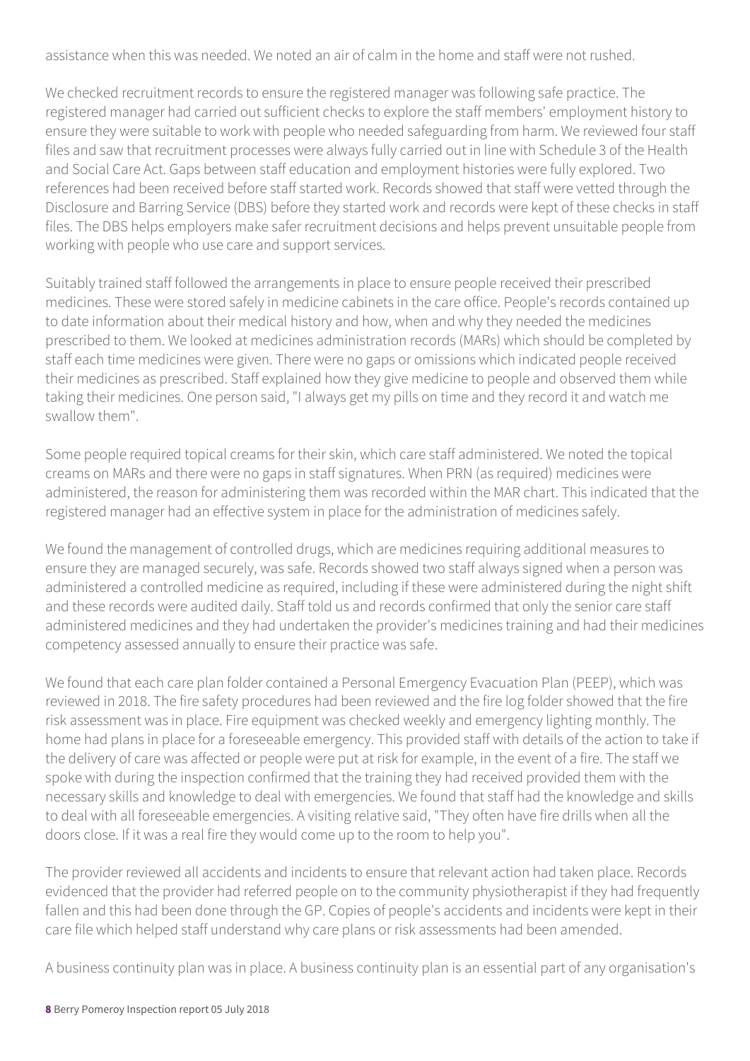assistance when this was needed. We noted an air of calm in the home and staff were not rushed.

We checked recruitment records to ensure the registered manager was following safe practice. The registered manager had carried out sufficient checks to explore the staff members' employment history to ensure they were suitable to work with people who needed safeguarding from harm. We reviewed four staff files and saw that recruitment processes were always fully carried out in line with Schedule 3 of the Health and Social Care Act. Gaps between staff education and employment histories were fully explored. Two references had been received before staff started work. Records showed that staff were vetted through the Disclosure and Barring Service (DBS) before they started work and records were kept of these checks in staff files. The DBS helps employers make safer recruitment decisions and helps prevent unsuitable people from working with people who use care and support services.

Suitably trained staff followed the arrangements in place to ensure people received their prescribed medicines. These were stored safely in medicine cabinets in the care office. People's records contained up to date information about their medical history and how, when and why they needed the medicines prescribed to them. We looked at medicines administration records (MARs) which should be completed by staff each time medicines were given. There were no gaps or omissions which indicated people received their medicines as prescribed. Staff explained how they give medicine to people and observed them while taking their medicines. One person said, "I always get my pills on time and they record it and watch me swallow them".

Some people required topical creams for their skin, which care staff administered. We noted the topical creams on MARs and there were no gaps in staff signatures. When PRN (as required) medicines were administered, the reason for administering them was recorded within the MAR chart. This indicated that the registered manager had an effective system in place for the administration of medicines safely.

We found the management of controlled drugs, which are medicines requiring additional measures to ensure they are managed securely, was safe. Records showed two staff always signed when a person was administered a controlled medicine as required, including if these were administered during the night shift and these records were audited daily. Staff told us and records confirmed that only the senior care staff administered medicines and they had undertaken the provider's medicines training and had their medicines competency assessed annually to ensure their practice was safe.

We found that each care plan folder contained a Personal Emergency Evacuation Plan (PEEP), which was reviewed in 2018. The fire safety procedures had been reviewed and the fire log folder showed that the fire risk assessment was in place. Fire equipment was checked weekly and emergency lighting monthly. The home had plans in place for a foreseeable emergency. This provided staff with details of the action to take if the delivery of care was affected or people were put at risk for example, in the event of a fire. The staff we spoke with during the inspection confirmed that the training they had received provided them with the necessary skills and knowledge to deal with emergencies. We found that staff had the knowledge and skills to deal with all foreseeable emergencies. A visiting relative said, "They often have fire drills when all the doors close. If it was a real fire they would come up to the room to help you".

The provider reviewed all accidents and incidents to ensure that relevant action had taken place. Records evidenced that the provider had referred people on to the community physiotherapist if they had frequently fallen and this had been done through the GP. Copies of people's accidents and incidents were kept in their care file which helped staff understand why care plans or risk assessments had been amended.

A business continuity plan was in place. A business continuity plan is an essential part of any organisation's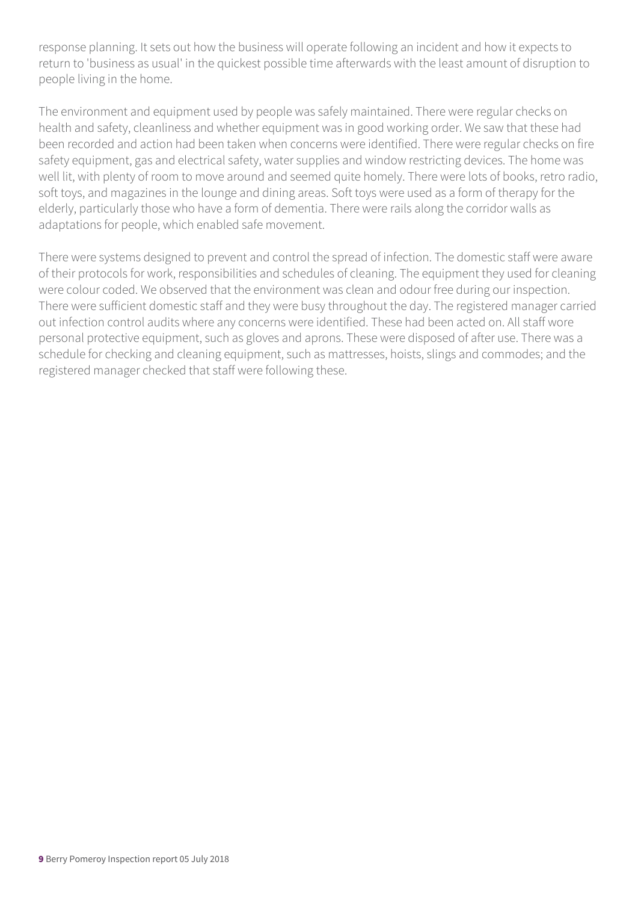response planning. It sets out how the business will operate following an incident and how it expects to return to 'business as usual' in the quickest possible time afterwards with the least amount of disruption to people living in the home.

The environment and equipment used by people was safely maintained. There were regular checks on health and safety, cleanliness and whether equipment was in good working order. We saw that these had been recorded and action had been taken when concerns were identified. There were regular checks on fire safety equipment, gas and electrical safety, water supplies and window restricting devices. The home was well lit, with plenty of room to move around and seemed quite homely. There were lots of books, retro radio, soft toys, and magazines in the lounge and dining areas. Soft toys were used as a form of therapy for the elderly, particularly those who have a form of dementia. There were rails along the corridor walls as adaptations for people, which enabled safe movement.

There were systems designed to prevent and control the spread of infection. The domestic staff were aware of their protocols for work, responsibilities and schedules of cleaning. The equipment they used for cleaning were colour coded. We observed that the environment was clean and odour free during our inspection. There were sufficient domestic staff and they were busy throughout the day. The registered manager carried out infection control audits where any concerns were identified. These had been acted on. All staff wore personal protective equipment, such as gloves and aprons. These were disposed of after use. There was a schedule for checking and cleaning equipment, such as mattresses, hoists, slings and commodes; and the registered manager checked that staff were following these.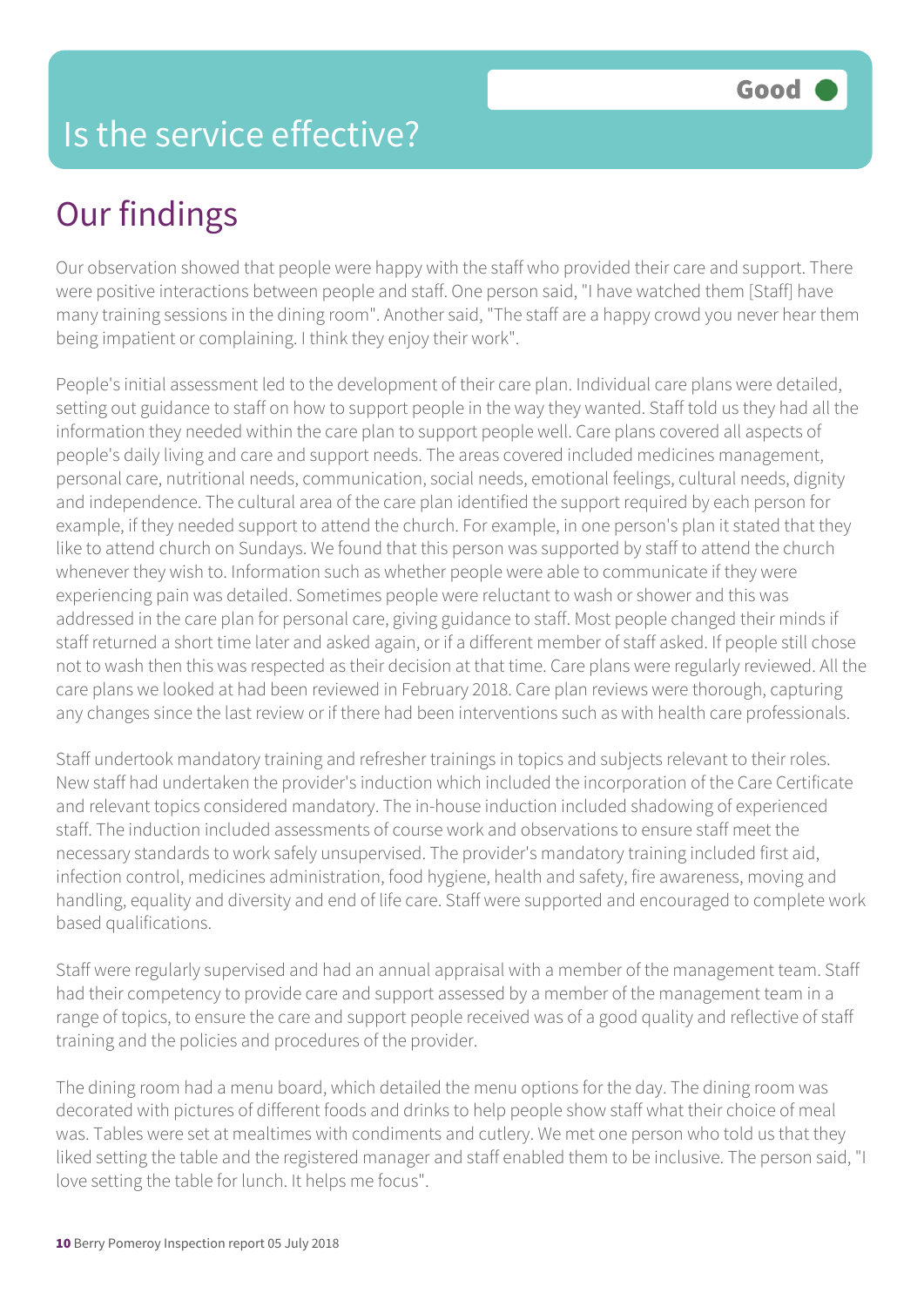# Is the service effective?

**Good**

## Our findings

Our observation showed that people were happy with the staff who provided their care and support. There were positive interactions between people and staff. One person said, "I have watched them [Staff] have many training sessions in the dining room". Another said, "The staff are a happy crowd you never hear them being impatient or complaining. I think they enjoy their work".

People's initial assessment led to the development of their care plan. Individual care plans were detailed, setting out guidance to staff on how to support people in the way they wanted. Staff told us they had all the information they needed within the care plan to support people well. Care plans covered all aspects of people's daily living and care and support needs. The areas covered included medicines management, personal care, nutritional needs, communication, social needs, emotional feelings, cultural needs, dignity and independence. The cultural area of the care plan identified the support required by each person for example, if they needed support to attend the church. For example, in one person's plan it stated that they like to attend church on Sundays. We found that this person was supported by staff to attend the church whenever they wish to. Information such as whether people were able to communicate if they were experiencing pain was detailed. Sometimes people were reluctant to wash or shower and this was addressed in the care plan for personal care, giving guidance to staff. Most people changed their minds if staff returned a short time later and asked again, or if a different member of staff asked. If people still chose not to wash then this was respected as their decision at that time. Care plans were regularly reviewed. All the care plans we looked at had been reviewed in February 2018. Care plan reviews were thorough, capturing any changes since the last review or if there had been interventions such as with health care professionals.

Staff undertook mandatory training and refresher trainings in topics and subjects relevant to their roles. New staff had undertaken the provider's induction which included the incorporation of the Care Certificate and relevant topics considered mandatory. The in-house induction included shadowing of experienced staff. The induction included assessments of course work and observations to ensure staff meet the necessary standards to work safely unsupervised. The provider's mandatory training included first aid, infection control, medicines administration, food hygiene, health and safety, fire awareness, moving and handling, equality and diversity and end of life care. Staff were supported and encouraged to complete work based qualifications.

Staff were regularly supervised and had an annual appraisal with a member of the management team. Staff had their competency to provide care and support assessed by a member of the management team in a range of topics, to ensure the care and support people received was of a good quality and reflective of staff training and the policies and procedures of the provider.

The dining room had a menu board, which detailed the menu options for the day. The dining room was decorated with pictures of different foods and drinks to help people show staff what their choice of meal was. Tables were set at mealtimes with condiments and cutlery. We met one person who told us that they liked setting the table and the registered manager and staff enabled them to be inclusive. The person said, "I love setting the table for lunch. It helps me focus".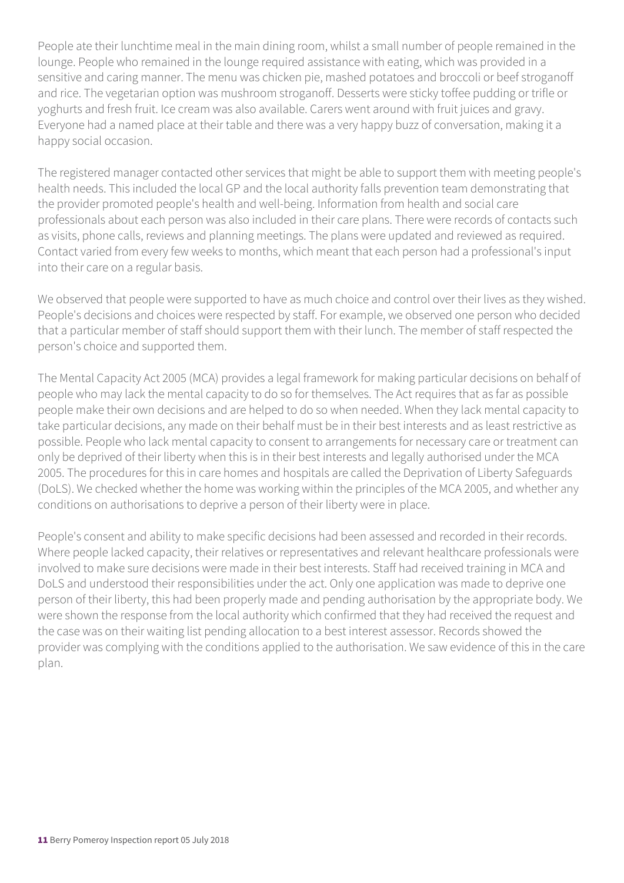People ate their lunchtime meal in the main dining room, whilst a small number of people remained in the lounge. People who remained in the lounge required assistance with eating, which was provided in a sensitive and caring manner. The menu was chicken pie, mashed potatoes and broccoli or beef stroganoff and rice. The vegetarian option was mushroom stroganoff. Desserts were sticky toffee pudding or trifle or yoghurts and fresh fruit. Ice cream was also available. Carers went around with fruit juices and gravy. Everyone had a named place at their table and there was a very happy buzz of conversation, making it a happy social occasion.

The registered manager contacted other services that might be able to support them with meeting people's health needs. This included the local GP and the local authority falls prevention team demonstrating that the provider promoted people's health and well-being. Information from health and social care professionals about each person was also included in their care plans. There were records of contacts such as visits, phone calls, reviews and planning meetings. The plans were updated and reviewed as required. Contact varied from every few weeks to months, which meant that each person had a professional's input into their care on a regular basis.

We observed that people were supported to have as much choice and control over their lives as they wished. People's decisions and choices were respected by staff. For example, we observed one person who decided that a particular member of staff should support them with their lunch. The member of staff respected the person's choice and supported them.

The Mental Capacity Act 2005 (MCA) provides a legal framework for making particular decisions on behalf of people who may lack the mental capacity to do so for themselves. The Act requires that as far as possible people make their own decisions and are helped to do so when needed. When they lack mental capacity to take particular decisions, any made on their behalf must be in their best interests and as least restrictive as possible. People who lack mental capacity to consent to arrangements for necessary care or treatment can only be deprived of their liberty when this is in their best interests and legally authorised under the MCA 2005. The procedures for this in care homes and hospitals are called the Deprivation of Liberty Safeguards (DoLS). We checked whether the home was working within the principles of the MCA 2005, and whether any conditions on authorisations to deprive a person of their liberty were in place.

People's consent and ability to make specific decisions had been assessed and recorded in their records. Where people lacked capacity, their relatives or representatives and relevant healthcare professionals were involved to make sure decisions were made in their best interests. Staff had received training in MCA and DoLS and understood their responsibilities under the act. Only one application was made to deprive one person of their liberty, this had been properly made and pending authorisation by the appropriate body. We were shown the response from the local authority which confirmed that they had received the request and the case was on their waiting list pending allocation to a best interest assessor. Records showed the provider was complying with the conditions applied to the authorisation. We saw evidence of this in the care plan.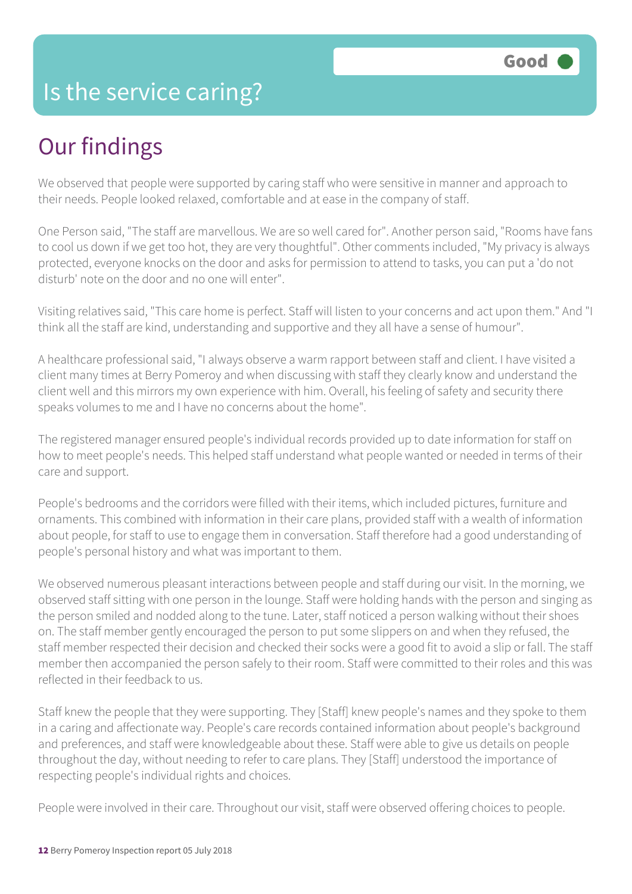# Is the service caring?

Good

## Our findings

We observed that people were supported by caring staff who were sensitive in manner and approach to their needs. People looked relaxed, comfortable and at ease in the company of staff.

One Person said, "The staff are marvellous. We are so well cared for". Another person said, "Rooms have fans to cool us down if we get too hot, they are very thoughtful". Other comments included, "My privacy is always protected, everyone knocks on the door and asks for permission to attend to tasks, you can put a 'do not disturb' note on the door and no one will enter".

Visiting relatives said, "This care home is perfect. Staff will listen to your concerns and act upon them." And "I think all the staff are kind, understanding and supportive and they all have a sense of humour".

A healthcare professional said, "I always observe a warm rapport between staff and client. I have visited a client many times at Berry Pomeroy and when discussing with staff they clearly know and understand the client well and this mirrors my own experience with him. Overall, his feeling of safety and security there speaks volumes to me and I have no concerns about the home".

The registered manager ensured people's individual records provided up to date information for staff on how to meet people's needs. This helped staff understand what people wanted or needed in terms of their care and support.

People's bedrooms and the corridors were filled with their items, which included pictures, furniture and ornaments. This combined with information in their care plans, provided staff with a wealth of information about people, for staff to use to engage them in conversation. Staff therefore had a good understanding of people's personal history and what was important to them.

We observed numerous pleasant interactions between people and staff during our visit. In the morning, we observed staff sitting with one person in the lounge. Staff were holding hands with the person and singing as the person smiled and nodded along to the tune. Later, staff noticed a person walking without their shoes on. The staff member gently encouraged the person to put some slippers on and when they refused, the staff member respected their decision and checked their socks were a good fit to avoid a slip or fall. The staff member then accompanied the person safely to their room. Staff were committed to their roles and this was reflected in their feedback to us.

Staff knew the people that they were supporting. They [Staff] knew people's names and they spoke to them in a caring and affectionate way. People's care records contained information about people's background and preferences, and staff were knowledgeable about these. Staff were able to give us details on people throughout the day, without needing to refer to care plans. They [Staff] understood the importance of respecting people's individual rights and choices.

People were involved in their care. Throughout our visit, staff were observed offering choices to people.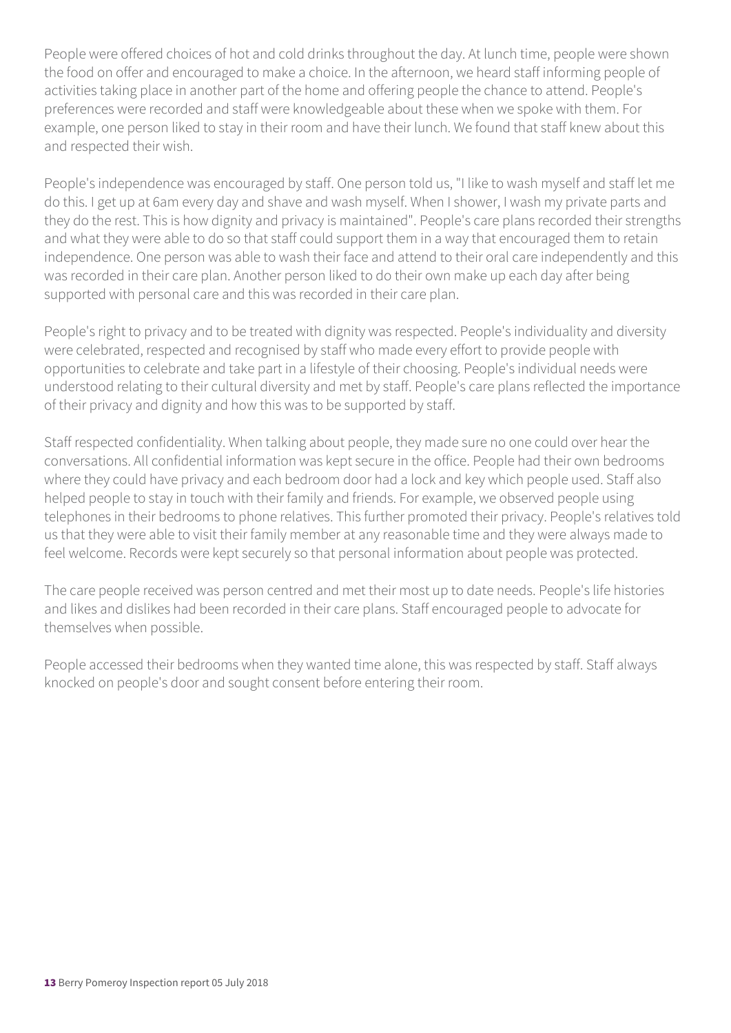People were offered choices of hot and cold drinks throughout the day. At lunch time, people were shown the food on offer and encouraged to make a choice. In the afternoon, we heard staff informing people of activities taking place in another part of the home and offering people the chance to attend. People's preferences were recorded and staff were knowledgeable about these when we spoke with them. For example, one person liked to stay in their room and have their lunch. We found that staff knew about this and respected their wish.

People's independence was encouraged by staff. One person told us, "I like to wash myself and staff let me do this. I get up at 6am every day and shave and wash myself. When I shower, I wash my private parts and they do the rest. This is how dignity and privacy is maintained". People's care plans recorded their strengths and what they were able to do so that staff could support them in a way that encouraged them to retain independence. One person was able to wash their face and attend to their oral care independently and this was recorded in their care plan. Another person liked to do their own make up each day after being supported with personal care and this was recorded in their care plan.

People's right to privacy and to be treated with dignity was respected. People's individuality and diversity were celebrated, respected and recognised by staff who made every effort to provide people with opportunities to celebrate and take part in a lifestyle of their choosing. People's individual needs were understood relating to their cultural diversity and met by staff. People's care plans reflected the importance of their privacy and dignity and how this was to be supported by staff.

Staff respected confidentiality. When talking about people, they made sure no one could over hear the conversations. All confidential information was kept secure in the office. People had their own bedrooms where they could have privacy and each bedroom door had a lock and key which people used. Staff also helped people to stay in touch with their family and friends. For example, we observed people using telephones in their bedrooms to phone relatives. This further promoted their privacy. People's relatives told us that they were able to visit their family member at any reasonable time and they were always made to feel welcome. Records were kept securely so that personal information about people was protected.

The care people received was person centred and met their most up to date needs. People's life histories and likes and dislikes had been recorded in their care plans. Staff encouraged people to advocate for themselves when possible.

People accessed their bedrooms when they wanted time alone, this was respected by staff. Staff always knocked on people's door and sought consent before entering their room.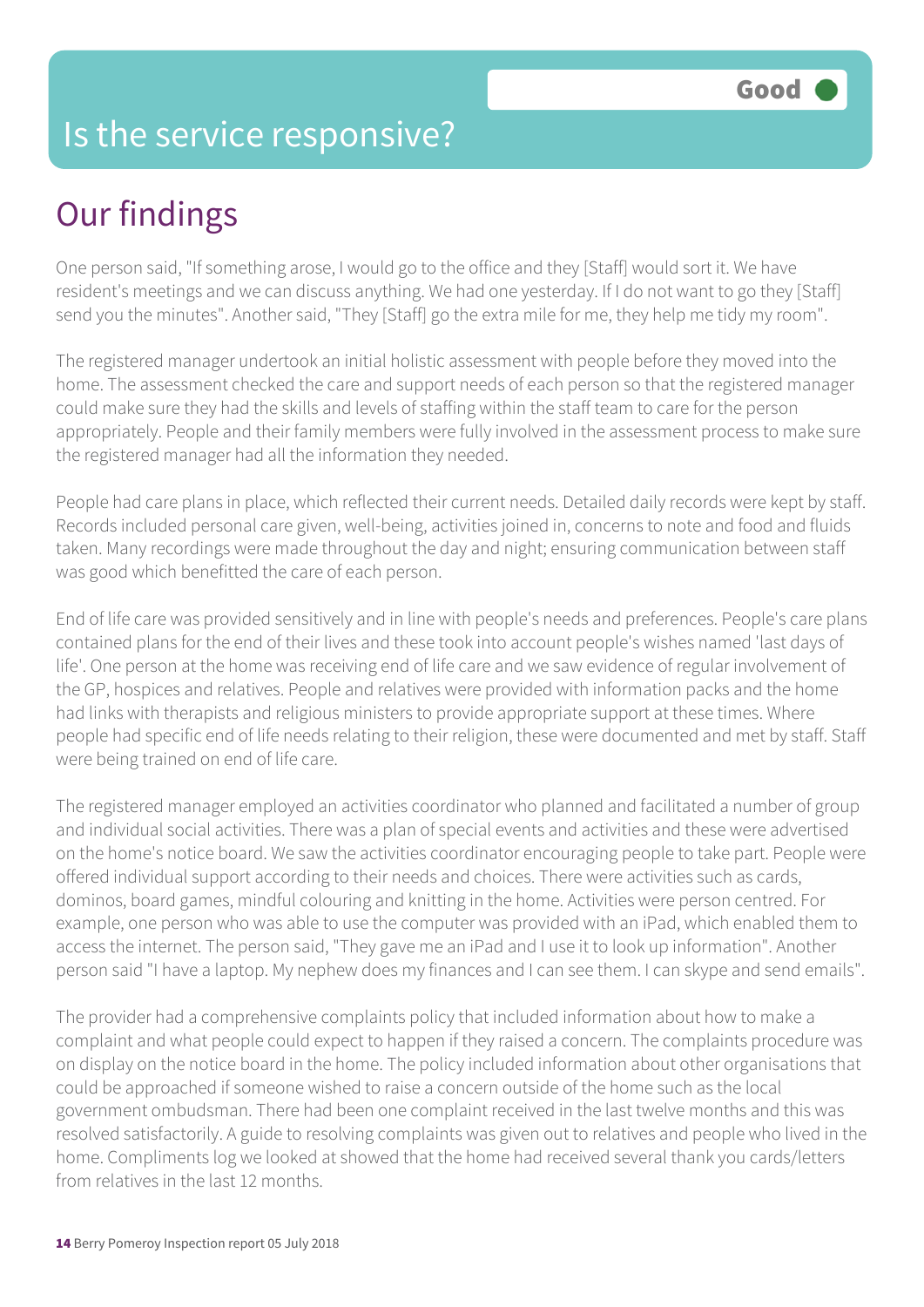# Is the service responsive?

**Good**

## Our findings

One person said, "If something arose, I would go to the office and they [Staff] would sort it. We have resident's meetings and we can discuss anything. We had one yesterday. If I do not want to go they [Staff] send you the minutes". Another said, "They [Staff] go the extra mile for me, they help me tidy my room".

The registered manager undertook an initial holistic assessment with people before they moved into the home. The assessment checked the care and support needs of each person so that the registered manager could make sure they had the skills and levels of staffing within the staff team to care for the person appropriately. People and their family members were fully involved in the assessment process to make sure the registered manager had all the information they needed.

People had care plans in place, which reflected their current needs. Detailed daily records were kept by staff. Records included personal care given, well-being, activities joined in, concerns to note and food and fluids taken. Many recordings were made throughout the day and night; ensuring communication between staff was good which benefitted the care of each person.

End of life care was provided sensitively and in line with people's needs and preferences. People's care plans contained plans for the end of their lives and these took into account people's wishes named 'last days of life'. One person at the home was receiving end of life care and we saw evidence of regular involvement of the GP, hospices and relatives. People and relatives were provided with information packs and the home had links with therapists and religious ministers to provide appropriate support at these times. Where people had specific end of life needs relating to their religion, these were documented and met by staff. Staff were being trained on end of life care.

The registered manager employed an activities coordinator who planned and facilitated a number of group and individual social activities. There was a plan of special events and activities and these were advertised on the home's notice board. We saw the activities coordinator encouraging people to take part. People were offered individual support according to their needs and choices. There were activities such as cards, dominos, board games, mindful colouring and knitting in the home. Activities were person centred. For example, one person who was able to use the computer was provided with an iPad, which enabled them to access the internet. The person said, "They gave me an iPad and I use it to look up information". Another person said "I have a laptop. My nephew does my finances and I can see them. I can skype and send emails".

The provider had a comprehensive complaints policy that included information about how to make a complaint and what people could expect to happen if they raised a concern. The complaints procedure was on display on the notice board in the home. The policy included information about other organisations that could be approached if someone wished to raise a concern outside of the home such as the local government ombudsman. There had been one complaint received in the last twelve months and this was resolved satisfactorily. A guide to resolving complaints was given out to relatives and people who lived in the home. Compliments log we looked at showed that the home had received several thank you cards/letters from relatives in the last 12 months.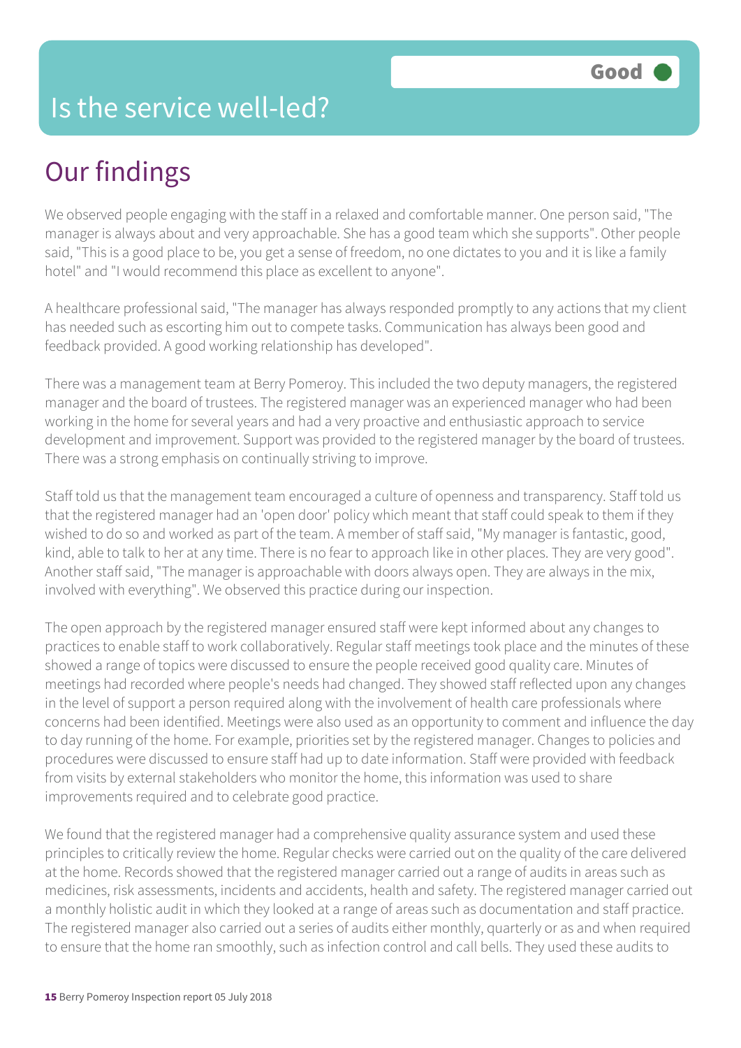# Is the service well-led?

**Good**

## Our findings

We observed people engaging with the staff in a relaxed and comfortable manner. One person said, "The manager is always about and very approachable. She has a good team which she supports". Other people said, "This is a good place to be, you get a sense of freedom, no one dictates to you and it is like a family hotel" and "I would recommend this place as excellent to anyone".

A healthcare professional said, "The manager has always responded promptly to any actions that my client has needed such as escorting him out to compete tasks. Communication has always been good and feedback provided. A good working relationship has developed".

There was a management team at Berry Pomeroy. This included the two deputy managers, the registered manager and the board of trustees. The registered manager was an experienced manager who had been working in the home for several years and had a very proactive and enthusiastic approach to service development and improvement. Support was provided to the registered manager by the board of trustees. There was a strong emphasis on continually striving to improve.

Staff told us that the management team encouraged a culture of openness and transparency. Staff told us that the registered manager had an 'open door' policy which meant that staff could speak to them if they wished to do so and worked as part of the team. A member of staff said, "My manager is fantastic, good, kind, able to talk to her at any time. There is no fear to approach like in other places. They are very good". Another staff said, "The manager is approachable with doors always open. They are always in the mix, involved with everything". We observed this practice during our inspection.

The open approach by the registered manager ensured staff were kept informed about any changes to practices to enable staff to work collaboratively. Regular staff meetings took place and the minutes of these showed a range of topics were discussed to ensure the people received good quality care. Minutes of meetings had recorded where people's needs had changed. They showed staff reflected upon any changes in the level of support a person required along with the involvement of health care professionals where concerns had been identified. Meetings were also used as an opportunity to comment and influence the day to day running of the home. For example, priorities set by the registered manager. Changes to policies and procedures were discussed to ensure staff had up to date information. Staff were provided with feedback from visits by external stakeholders who monitor the home, this information was used to share improvements required and to celebrate good practice.

We found that the registered manager had a comprehensive quality assurance system and used these principles to critically review the home. Regular checks were carried out on the quality of the care delivered at the home. Records showed that the registered manager carried out a range of audits in areas such as medicines, risk assessments, incidents and accidents, health and safety. The registered manager carried out a monthly holistic audit in which they looked at a range of areas such as documentation and staff practice. The registered manager also carried out a series of audits either monthly, quarterly or as and when required to ensure that the home ran smoothly, such as infection control and call bells. They used these audits to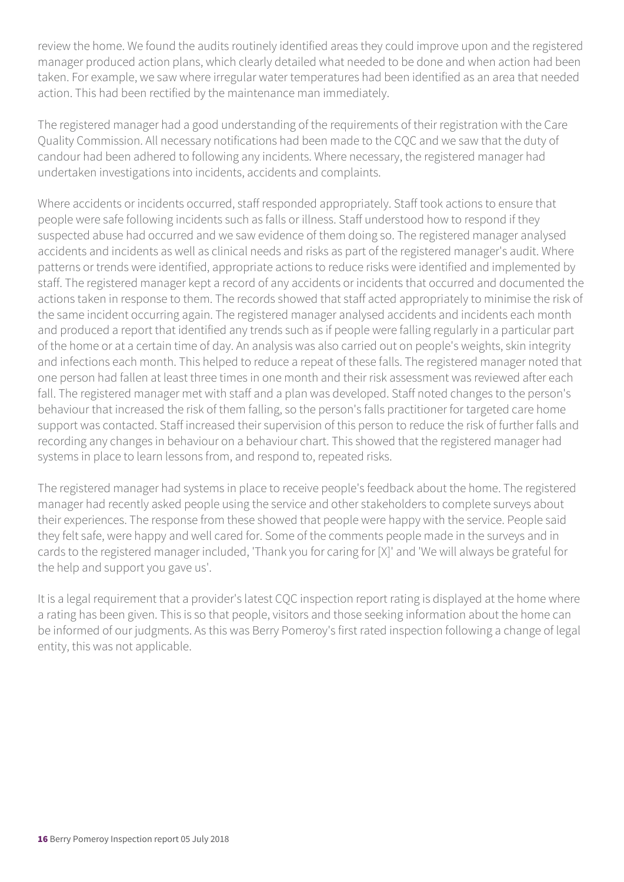review the home. We found the audits routinely identified areas they could improve upon and the registered manager produced action plans, which clearly detailed what needed to be done and when action had been taken. For example, we saw where irregular water temperatures had been identified as an area that needed action. This had been rectified by the maintenance man immediately.

The registered manager had a good understanding of the requirements of their registration with the Care Quality Commission. All necessary notifications had been made to the CQC and we saw that the duty of candour had been adhered to following any incidents. Where necessary, the registered manager had undertaken investigations into incidents, accidents and complaints.

Where accidents or incidents occurred, staff responded appropriately. Staff took actions to ensure that people were safe following incidents such as falls or illness. Staff understood how to respond if they suspected abuse had occurred and we saw evidence of them doing so. The registered manager analysed accidents and incidents as well as clinical needs and risks as part of the registered manager's audit. Where patterns or trends were identified, appropriate actions to reduce risks were identified and implemented by staff. The registered manager kept a record of any accidents or incidents that occurred and documented the actions taken in response to them. The records showed that staff acted appropriately to minimise the risk of the same incident occurring again. The registered manager analysed accidents and incidents each month and produced a report that identified any trends such as if people were falling regularly in a particular part of the home or at a certain time of day. An analysis was also carried out on people's weights, skin integrity and infections each month. This helped to reduce a repeat of these falls. The registered manager noted that one person had fallen at least three times in one month and their risk assessment was reviewed after each fall. The registered manager met with staff and a plan was developed. Staff noted changes to the person's behaviour that increased the risk of them falling, so the person's falls practitioner for targeted care home support was contacted. Staff increased their supervision of this person to reduce the risk of further falls and recording any changes in behaviour on a behaviour chart. This showed that the registered manager had systems in place to learn lessons from, and respond to, repeated risks.

The registered manager had systems in place to receive people's feedback about the home. The registered manager had recently asked people using the service and other stakeholders to complete surveys about their experiences. The response from these showed that people were happy with the service. People said they felt safe, were happy and well cared for. Some of the comments people made in the surveys and in cards to the registered manager included, 'Thank you for caring for [X]' and 'We will always be grateful for the help and support you gave us'.

It is a legal requirement that a provider's latest CQC inspection report rating is displayed at the home where a rating has been given. This is so that people, visitors and those seeking information about the home can be informed of our judgments. As this was Berry Pomeroy's first rated inspection following a change of legal entity, this was not applicable.